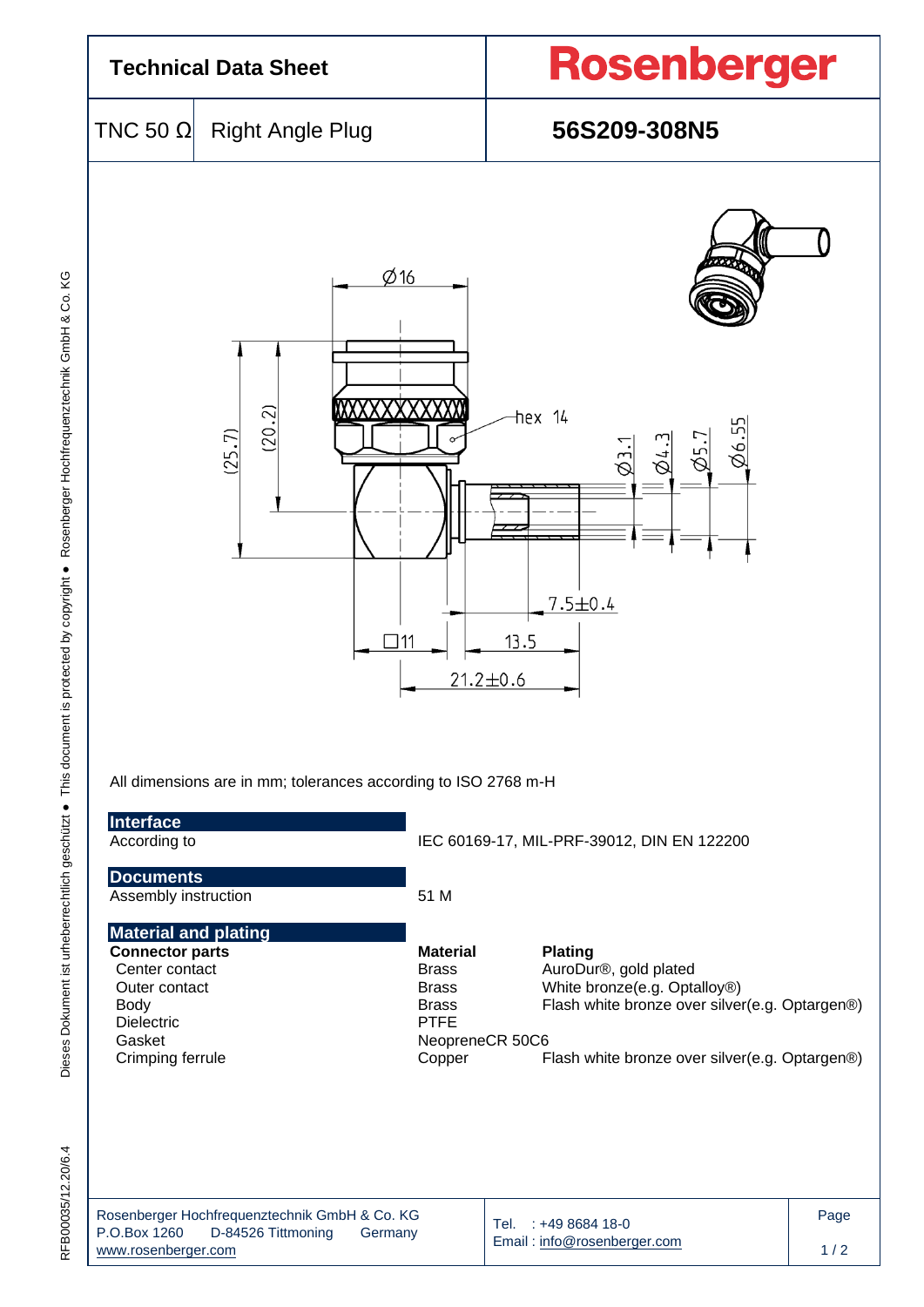# Technical Data Sheet

**Rosenberger**

TNC 50 Ω Right Angle Plug

**56S209-308N5**

All dimensions are in mm; tolerances according to ISO 2768 m-H

## Interface

| | |
|---|---|
| According to | IEC 60169-17, MIL-PRF-39012, DIN EN 122200 |

## Documents

| | |
|---|---|
| Assembly instruction | 51 M |

## Material and plating

| Connector parts | Material | Plating |
|---|---|---|
| Center contact | Brass | AuroDur®, gold plated |
| Outer contact | Brass | White bronze(e.g. Optalloy®) |
| Body | Brass | Flash white bronze over silver(e.g. Optargen®) |
| Dielectric | PTFE | |
| Gasket | NeopreneCR 50C6 | |
| Crimping ferrule | Copper | Flash white bronze over silver(e.g. Optargen®) |

Rosenberger Hochfrequenztechnik GmbH & Co. KG
P.O.Box 1260 D-84526 Tittmoning Germany
www.rosenberger.com

Tel. : +49 8684 18-0
Email : info@rosenberger.com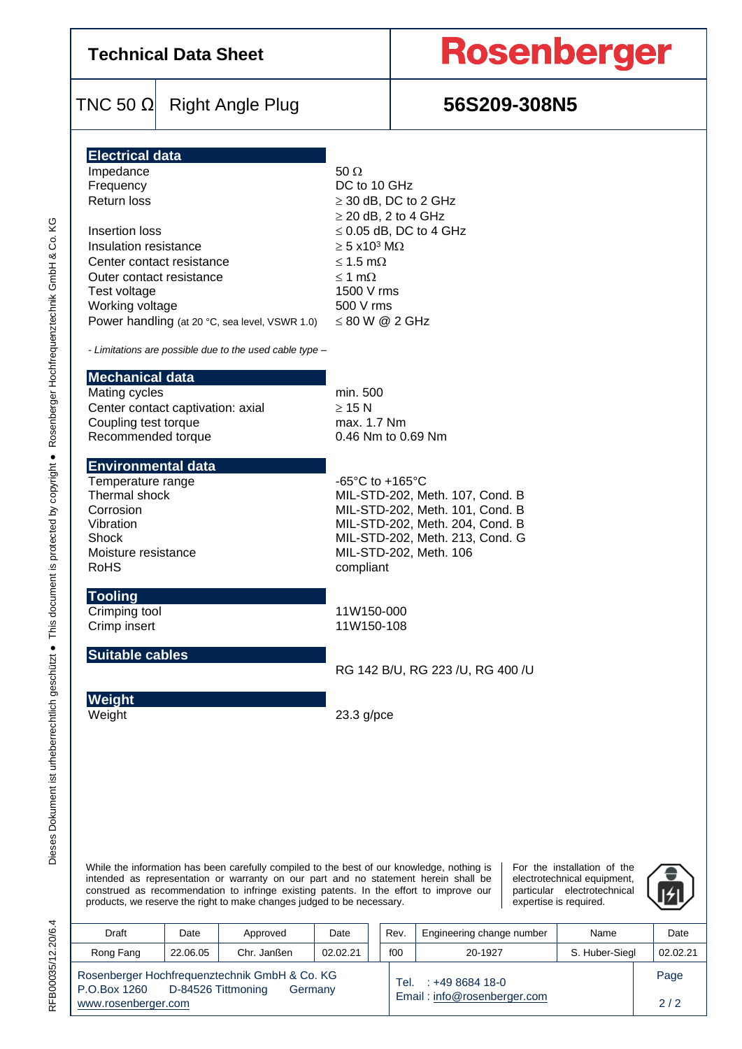# Technical Data Sheet

**Rosenberger**

| TNC 50 Ω | Right Angle Plug | **56S209-308N5** |
|---|---|---|

## Electrical data

| | |
|---|---|
| Impedance | 50 Ω |
| Frequency | DC to 10 GHz |
| Return loss | ≥ 30 dB, DC to 2 GHz<br>≥ 20 dB, 2 to 4 GHz |
| Insertion loss | ≤ 0.05 dB, DC to 4 GHz |
| Insulation resistance | ≥ 5 x10³ MΩ |
| Center contact resistance | ≤ 1.5 mΩ |
| Outer contact resistance | ≤ 1 mΩ |
| Test voltage | 1500 V rms |
| Working voltage | 500 V rms |
| Power handling (at 20 °C, sea level, VSWR 1.0) | ≤ 80 W @ 2 GHz |

*- Limitations are possible due to the used cable type –*

## Mechanical data

| | |
|---|---|
| Mating cycles | min. 500 |
| Center contact captivation: axial | ≥ 15 N |
| Coupling test torque | max. 1.7 Nm |
| Recommended torque | 0.46 Nm to 0.69 Nm |

## Environmental data

| | |
|---|---|
| Temperature range | -65°C to +165°C |
| Thermal shock | MIL-STD-202, Meth. 107, Cond. B |
| Corrosion | MIL-STD-202, Meth. 101, Cond. B |
| Vibration | MIL-STD-202, Meth. 204, Cond. B |
| Shock | MIL-STD-202, Meth. 213, Cond. G |
| Moisture resistance | MIL-STD-202, Meth. 106 |
| RoHS | compliant |

## Tooling

| | |
|---|---|
| Crimping tool | 11W150-000 |
| Crimp insert | 11W150-108 |

## Suitable cables

RG 142 B/U, RG 223 /U, RG 400 /U

## Weight

| | |
|---|---|
| Weight | 23.3 g/pce |

While the information has been carefully compiled to the best of our knowledge, nothing is intended as representation or warranty on our part and no statement herein shall be construed as recommendation to infringe existing patents. In the effort to improve our products, we reserve the right to make changes judged to be necessary.

For the installation of the electrotechnical equipment, particular electrotechnical expertise is required.

| Draft | Date | Approved | Date | Rev. | Engineering change number | Name | Date |
|---|---|---|---|---|---|---|---|
| Rong Fang | 22.06.05 | Chr. Janßen | 02.02.21 | f00 | 20-1927 | S. Huber-Siegl | 02.02.21 |

Rosenberger Hochfrequenztechnik GmbH & Co. KG
P.O.Box 1260 D-84526 Tittmoning Germany
www.rosenberger.com

Tel. : +49 8684 18-0
Email : info@rosenberger.com

RFB00035/12.20/6.4

Dieses Dokument ist urheberrechtlich geschützt ● This document is protected by copyright ● Rosenberger Hochfrequenztechnik GmbH & Co. KG